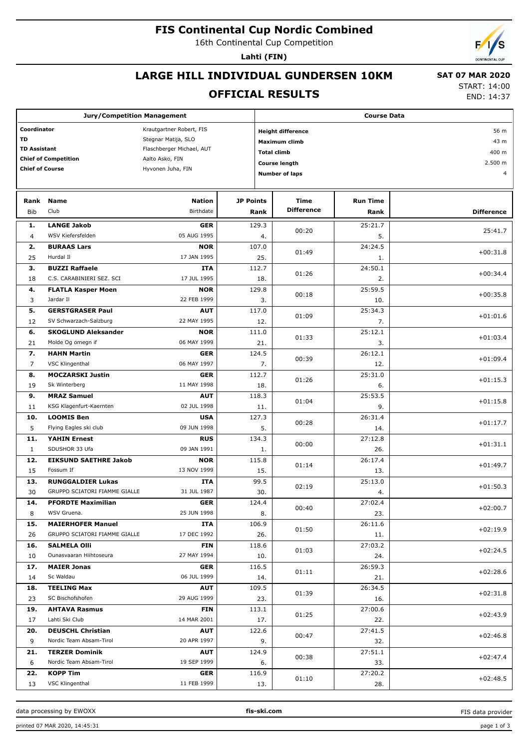# FIS Continental Cup Nordic Combined

16th Continental Cup Competition

**Lahti (FIN)**

## LARGE HILL INDIVIDUAL GUNDERSEN 10KM

## OFFICIAL RESULTS

**SAT 07 MAR 2020**

START: 14:00

END: 14:37

| Jury/Competition Management | | Course Data | |
|---|---|---|---|
| **Coordinator** | Krautgartner Robert, FIS | **Height difference** | 56 m |
| **TD** | Stegnar Matija, SLO | **Maximum climb** | 43 m |
| **TD Assistant** | Flaschberger Michael, AUT | **Total climb** | 400 m |
| **Chief of Competition** | Aalto Asko, FIN | **Course length** | 2.500 m |
| **Chief of Course** | Hyvonen Juha, FIN | **Number of laps** | 4 |

| Rank<br>Bib | Name<br>Club | Nation<br>Birthdate | JP Points<br>Rank | Time Difference | Run Time<br>Rank | Difference |
|---|---|---|---|---|---|---|
| **1.**<br>4 | **LANGE Jakob**<br>WSV Kiefersfelden | **GER**<br>05 AUG 1995 | 129.3<br>4. | 00:20 | 25:21.7<br>5. | 25:41.7 |
| **2.**<br>25 | **BURAAS Lars**<br>Hurdal Il | **NOR**<br>17 JAN 1995 | 107.0<br>25. | 01:49 | 24:24.5<br>1. | +00:31.8 |
| **3.**<br>18 | **BUZZI Raffaele**<br>C.S. CARABINIERI SEZ. SCI | **ITA**<br>17 JUL 1995 | 112.7<br>18. | 01:26 | 24:50.1<br>2. | +00:34.4 |
| **4.**<br>3 | **FLATLA Kasper Moen**<br>Jardar Il | **NOR**<br>22 FEB 1999 | 129.8<br>3. | 00:18 | 25:59.5<br>10. | +00:35.8 |
| **5.**<br>12 | **GERSTGRASER Paul**<br>SV Schwarzach-Salzburg | **AUT**<br>22 MAY 1995 | 117.0<br>12. | 01:09 | 25:34.3<br>7. | +01:01.6 |
| **6.**<br>21 | **SKOGLUND Aleksander**<br>Molde Og omegn if | **NOR**<br>06 MAY 1999 | 111.0<br>21. | 01:33 | 25:12.1<br>3. | +01:03.4 |
| **7.**<br>7 | **HAHN Martin**<br>VSC Klingenthal | **GER**<br>06 MAY 1997 | 124.5<br>7. | 00:39 | 26:12.1<br>12. | +01:09.4 |
| **8.**<br>19 | **MOCZARSKI Justin**<br>Sk Winterberg | **GER**<br>11 MAY 1998 | 112.7<br>18. | 01:26 | 25:31.0<br>6. | +01:15.3 |
| **9.**<br>11 | **MRAZ Samuel**<br>KSG Klagenfurt-Kaernten | **AUT**<br>02 JUL 1998 | 118.3<br>11. | 01:04 | 25:53.5<br>9. | +01:15.8 |
| **10.**<br>5 | **LOOMIS Ben**<br>Flying Eagles ski club | **USA**<br>09 JUN 1998 | 127.3<br>5. | 00:28 | 26:31.4<br>14. | +01:17.7 |
| **11.**<br>1 | **YAHIN Ernest**<br>SDUSHOR 33 Ufa | **RUS**<br>09 JAN 1991 | 134.3<br>1. | 00:00 | 27:12.8<br>26. | +01:31.1 |
| **12.**<br>15 | **EIKSUND SAETHRE Jakob**<br>Fossum If | **NOR**<br>13 NOV 1999 | 115.8<br>15. | 01:14 | 26:17.4<br>13. | +01:49.7 |
| **13.**<br>30 | **RUNGGALDIER Lukas**<br>GRUPPO SCIATORI FIAMME GIALLE | **ITA**<br>31 JUL 1987 | 99.5<br>30. | 02:19 | 25:13.0<br>4. | +01:50.3 |
| **14.**<br>8 | **PFORDTE Maximilian**<br>WSV Gruena. | **GER**<br>25 JUN 1998 | 124.4<br>8. | 00:40 | 27:02.4<br>23. | +02:00.7 |
| **15.**<br>26 | **MAIERHOFER Manuel**<br>GRUPPO SCIATORI FIAMME GIALLE | **ITA**<br>17 DEC 1992 | 106.9<br>26. | 01:50 | 26:11.6<br>11. | +02:19.9 |
| **16.**<br>10 | **SALMELA Olli**<br>Ounasvaaran Hiihtoseura | **FIN**<br>27 MAY 1994 | 118.6<br>10. | 01:03 | 27:03.2<br>24. | +02:24.5 |
| **17.**<br>14 | **MAIER Jonas**<br>Sc Waldau | **GER**<br>06 JUL 1999 | 116.5<br>14. | 01:11 | 26:59.3<br>21. | +02:28.6 |
| **18.**<br>23 | **TEELING Max**<br>SC Bischofshofen | **AUT**<br>29 AUG 1999 | 109.5<br>23. | 01:39 | 26:34.5<br>16. | +02:31.8 |
| **19.**<br>17 | **AHTAVA Rasmus**<br>Lahti Ski Club | **FIN**<br>14 MAR 2001 | 113.1<br>17. | 01:25 | 27:00.6<br>22. | +02:43.9 |
| **20.**<br>9 | **DEUSCHL Christian**<br>Nordic Team Absam-Tirol | **AUT**<br>20 APR 1997 | 122.6<br>9. | 00:47 | 27:41.5<br>32. | +02:46.8 |
| **21.**<br>6 | **TERZER Dominik**<br>Nordic Team Absam-Tirol | **AUT**<br>19 SEP 1999 | 124.9<br>6. | 00:38 | 27:51.1<br>33. | +02:47.4 |
| **22.**<br>13 | **KOPP Tim**<br>VSC Klingenthal | **GER**<br>11 FEB 1999 | 116.9<br>13. | 01:10 | 27:20.2<br>28. | +02:48.5 |

data processing by EWOXX | fis-ski.com | FIS data provider

printed 07 MAR 2020, 14:45:31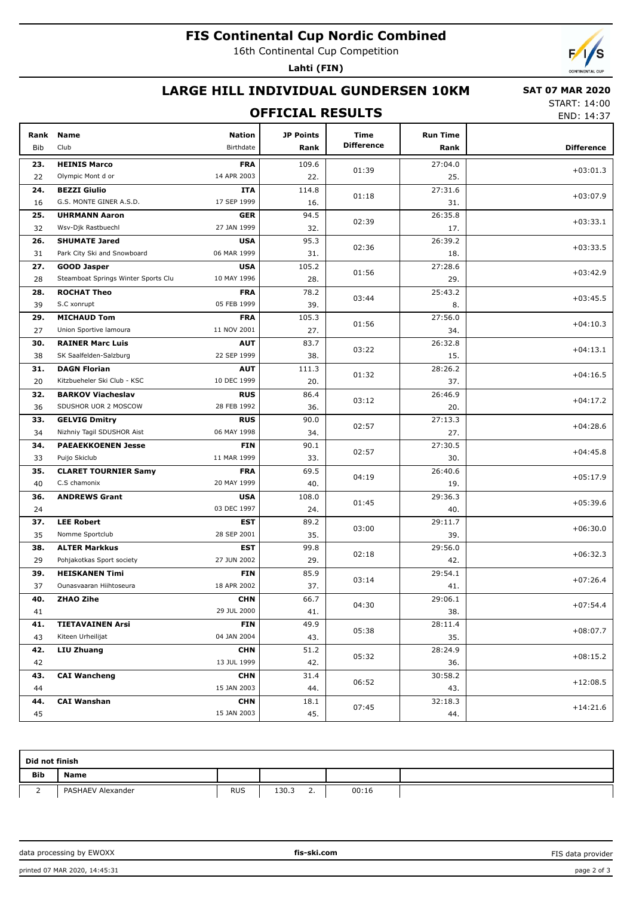# FIS Continental Cup Nordic Combined

16th Continental Cup Competition

**Lahti (FIN)**

## LARGE HILL INDIVIDUAL GUNDERSEN 10KM

**SAT 07 MAR 2020**

START: 14:00

END: 14:37

## OFFICIAL RESULTS

| Rank<br>Bib | Name<br>Club | Nation<br>Birthdate | JP Points<br>Rank | Time Difference | Run Time<br>Rank | Difference |
|---|---|---|---|---|---|---|
| **23.**<br>22 | **HEINIS Marco**<br>Olympic Mont d or | **FRA**<br>14 APR 2003 | 109.6<br>22. | 01:39 | 27:04.0<br>25. | +03:01.3 |
| **24.**<br>16 | **BEZZI Giulio**<br>G.S. MONTE GINER A.S.D. | **ITA**<br>17 SEP 1999 | 114.8<br>16. | 01:18 | 27:31.6<br>31. | +03:07.9 |
| **25.**<br>32 | **UHRMANN Aaron**<br>Wsv-Djk Rastbuechl | **GER**<br>27 JAN 1999 | 94.5<br>32. | 02:39 | 26:35.8<br>17. | +03:33.1 |
| **26.**<br>31 | **SHUMATE Jared**<br>Park City Ski and Snowboard | **USA**<br>06 MAR 1999 | 95.3<br>31. | 02:36 | 26:39.2<br>18. | +03:33.5 |
| **27.**<br>28 | **GOOD Jasper**<br>Steamboat Springs Winter Sports Clu | **USA**<br>10 MAY 1996 | 105.2<br>28. | 01:56 | 27:28.6<br>29. | +03:42.9 |
| **28.**<br>39 | **ROCHAT Theo**<br>S.C xonrupt | **FRA**<br>05 FEB 1999 | 78.2<br>39. | 03:44 | 25:43.2<br>8. | +03:45.5 |
| **29.**<br>27 | **MICHAUD Tom**<br>Union Sportive lamoura | **FRA**<br>11 NOV 2001 | 105.3<br>27. | 01:56 | 27:56.0<br>34. | +04:10.3 |
| **30.**<br>38 | **RAINER Marc Luis**<br>SK Saalfelden-Salzburg | **AUT**<br>22 SEP 1999 | 83.7<br>38. | 03:22 | 26:32.8<br>15. | +04:13.1 |
| **31.**<br>20 | **DAGN Florian**<br>Kitzbueheler Ski Club - KSC | **AUT**<br>10 DEC 1999 | 111.3<br>20. | 01:32 | 28:26.2<br>37. | +04:16.5 |
| **32.**<br>36 | **BARKOV Viacheslav**<br>SDUSHOR UOR 2 MOSCOW | **RUS**<br>28 FEB 1992 | 86.4<br>36. | 03:12 | 26:46.9<br>20. | +04:17.2 |
| **33.**<br>34 | **GELVIG Dmitry**<br>Nizhniy Tagil SDUSHOR Aist | **RUS**<br>06 MAY 1998 | 90.0<br>34. | 02:57 | 27:13.3<br>27. | +04:28.6 |
| **34.**<br>33 | **PAEAEKKOENEN Jesse**<br>Puijo Skiclub | **FIN**<br>11 MAR 1999 | 90.1<br>33. | 02:57 | 27:30.5<br>30. | +04:45.8 |
| **35.**<br>40 | **CLARET TOURNIER Samy**<br>C.S chamonix | **FRA**<br>20 MAY 1999 | 69.5<br>40. | 04:19 | 26:40.6<br>19. | +05:17.9 |
| **36.**<br>24 | **ANDREWS Grant** | **USA**<br>03 DEC 1997 | 108.0<br>24. | 01:45 | 29:36.3<br>40. | +05:39.6 |
| **37.**<br>35 | **LEE Robert**<br>Nomme Sportclub | **EST**<br>28 SEP 2001 | 89.2<br>35. | 03:00 | 29:11.7<br>39. | +06:30.0 |
| **38.**<br>29 | **ALTER Markkus**<br>Pohjakotkas Sport society | **EST**<br>27 JUN 2002 | 99.8<br>29. | 02:18 | 29:56.0<br>42. | +06:32.3 |
| **39.**<br>37 | **HEISKANEN Timi**<br>Ounasvaaran Hiihtoseura | **FIN**<br>18 APR 2002 | 85.9<br>37. | 03:14 | 29:54.1<br>41. | +07:26.4 |
| **40.**<br>41 | **ZHAO Zihe** | **CHN**<br>29 JUL 2000 | 66.7<br>41. | 04:30 | 29:06.1<br>38. | +07:54.4 |
| **41.**<br>43 | **TIETAVAINEN Arsi**<br>Kiteen Urheilijat | **FIN**<br>04 JAN 2004 | 49.9<br>43. | 05:38 | 28:11.4<br>35. | +08:07.7 |
| **42.**<br>42 | **LIU Zhuang** | **CHN**<br>13 JUL 1999 | 51.2<br>42. | 05:32 | 28:24.9<br>36. | +08:15.2 |
| **43.**<br>44 | **CAI Wancheng** | **CHN**<br>15 JAN 2003 | 31.4<br>44. | 06:52 | 30:58.2<br>43. | +12:08.5 |
| **44.**<br>45 | **CAI Wanshan** | **CHN**<br>15 JAN 2003 | 18.1<br>45. | 07:45 | 32:18.3<br>44. | +14:21.6 |

**Did not finish**

| Bib | Name | Nation | JP Points | Rank | Time Difference |
|---|---|---|---|---|---|
| 2 | PASHAEV Alexander | RUS | 130.3 | 2. | 00:16 |

data processing by EWOXX | **fis-ski.com** | FIS data provider

printed 07 MAR 2020, 14:45:31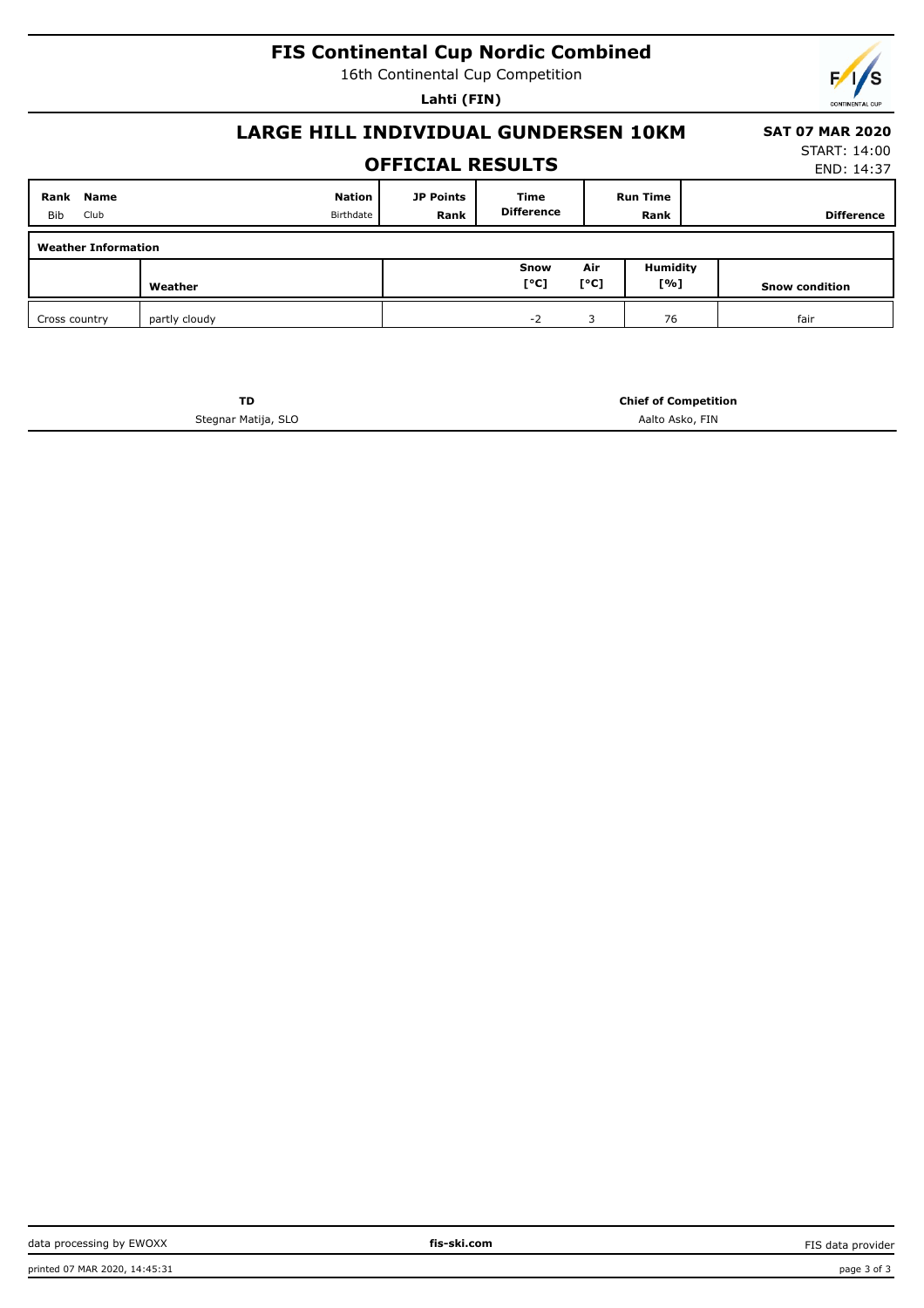# FIS Continental Cup Nordic Combined

16th Continental Cup Competition

**Lahti (FIN)**

## LARGE HILL INDIVIDUAL GUNDERSEN 10KM

**SAT 07 MAR 2020**

START: 14:00

END: 14:37

## OFFICIAL RESULTS

| Rank Bib | Name Club | Nation Birthdate | JP Points Rank | Time Difference | Run Time Rank | Difference |
|---|---|---|---|---|---|---|

**Weather Information**

| | Weather | Snow [°C] | Air [°C] | Humidity [%] | Snow condition |
|---|---|---|---|---|---|
| Cross country | partly cloudy | -2 | 3 | 76 | fair |

| TD | Chief of Competition |
|---|---|
| Stegnar Matija, SLO | Aalto Asko, FIN |

data processing by EWOXX — fis-ski.com — FIS data provider

printed 07 MAR 2020, 14:45:31